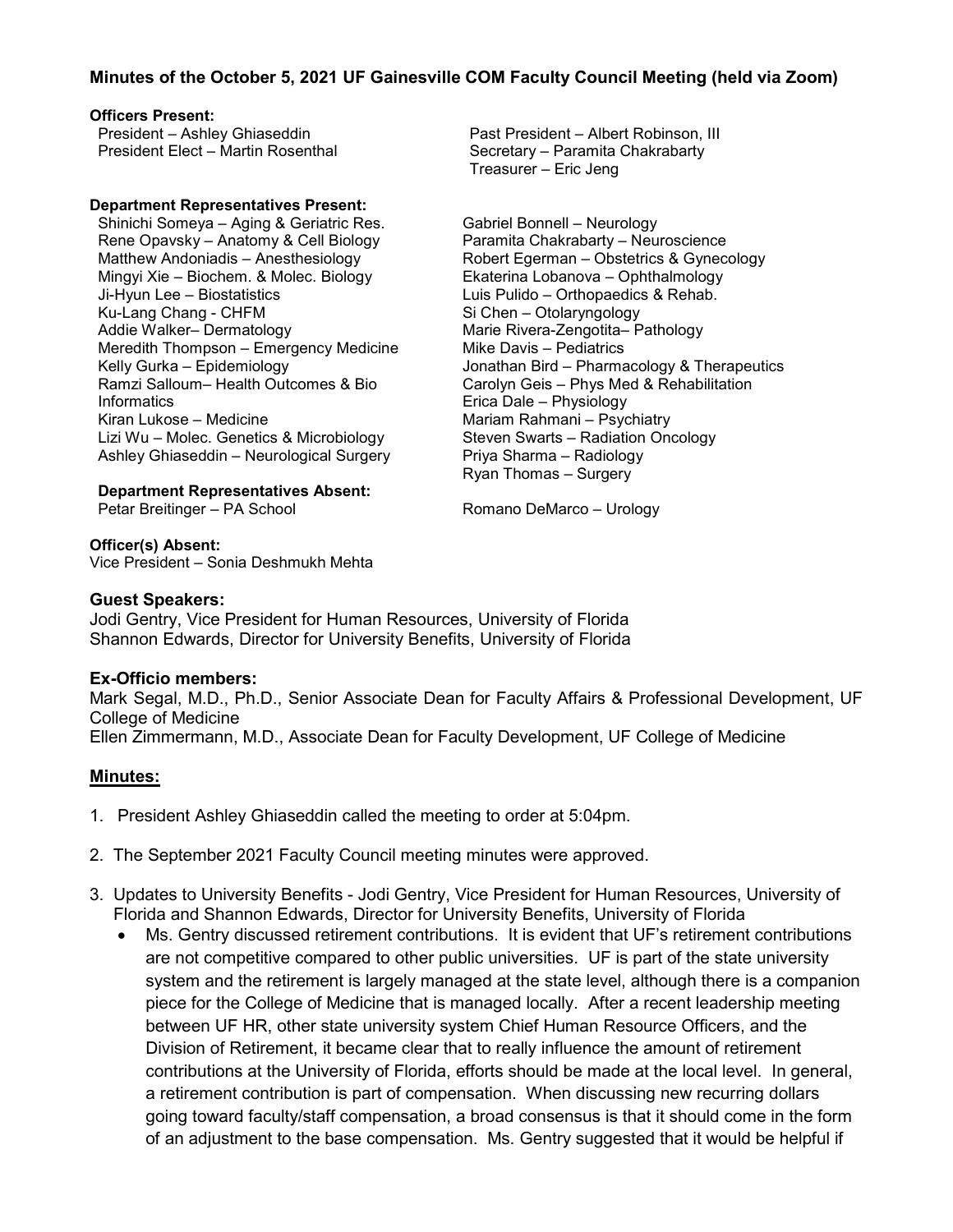**Minutes of the October 5, 2021 UF Gainesville COM Faculty Council Meeting (held via Zoom)**

**Officers Present:**

President – Ashley Ghiaseddin
President Elect – Martin Rosenthal
Past President – Albert Robinson, III
Secretary – Paramita Chakrabarty
Treasurer – Eric Jeng

**Department Representatives Present:**

Shinichi Someya – Aging & Geriatric Res.
Rene Opavsky – Anatomy & Cell Biology
Matthew Andoniadis – Anesthesiology
Mingyi Xie – Biochem. & Molec. Biology
Ji-Hyun Lee – Biostatistics
Ku-Lang Chang - CHFM
Addie Walker– Dermatology
Meredith Thompson – Emergency Medicine
Kelly Gurka – Epidemiology
Ramzi Salloum– Health Outcomes & Bio Informatics
Kiran Lukose – Medicine
Lizi Wu – Molec. Genetics & Microbiology
Ashley Ghiaseddin – Neurological Surgery
Gabriel Bonnell – Neurology
Paramita Chakrabarty – Neuroscience
Robert Egerman – Obstetrics & Gynecology
Ekaterina Lobanova – Ophthalmology
Luis Pulido – Orthopaedics & Rehab.
Si Chen – Otolaryngology
Marie Rivera-Zengotita– Pathology
Mike Davis – Pediatrics
Jonathan Bird – Pharmacology & Therapeutics
Carolyn Geis – Phys Med & Rehabilitation
Erica Dale – Physiology
Mariam Rahmani – Psychiatry
Steven Swarts – Radiation Oncology
Priya Sharma – Radiology
Ryan Thomas – Surgery

**Department Representatives Absent:**

Petar Breitinger – PA School
Romano DeMarco – Urology

**Officer(s) Absent:**

Vice President – Sonia Deshmukh Mehta

**Guest Speakers:**

Jodi Gentry, Vice President for Human Resources, University of Florida
Shannon Edwards, Director for University Benefits, University of Florida

**Ex-Officio members:**

Mark Segal, M.D., Ph.D., Senior Associate Dean for Faculty Affairs & Professional Development, UF College of Medicine
Ellen Zimmermann, M.D., Associate Dean for Faculty Development, UF College of Medicine

## Minutes:

1. President Ashley Ghiaseddin called the meeting to order at 5:04pm.

2. The September 2021 Faculty Council meeting minutes were approved.

3. Updates to University Benefits - Jodi Gentry, Vice President for Human Resources, University of Florida and Shannon Edwards, Director for University Benefits, University of Florida
   - Ms. Gentry discussed retirement contributions. It is evident that UF's retirement contributions are not competitive compared to other public universities. UF is part of the state university system and the retirement is largely managed at the state level, although there is a companion piece for the College of Medicine that is managed locally. After a recent leadership meeting between UF HR, other state university system Chief Human Resource Officers, and the Division of Retirement, it became clear that to really influence the amount of retirement contributions at the University of Florida, efforts should be made at the local level. In general, a retirement contribution is part of compensation. When discussing new recurring dollars going toward faculty/staff compensation, a broad consensus is that it should come in the form of an adjustment to the base compensation. Ms. Gentry suggested that it would be helpful if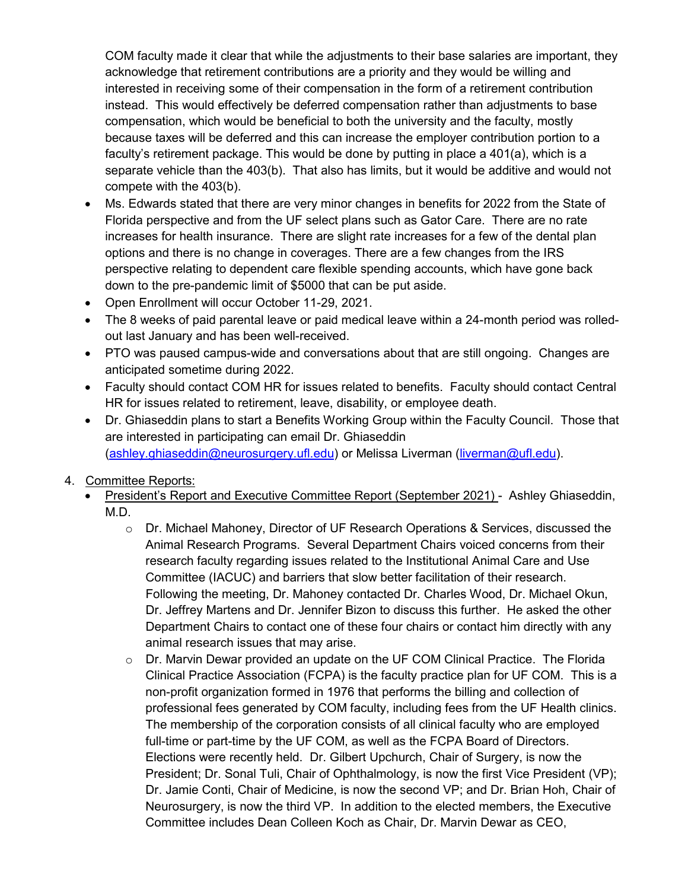COM faculty made it clear that while the adjustments to their base salaries are important, they acknowledge that retirement contributions are a priority and they would be willing and interested in receiving some of their compensation in the form of a retirement contribution instead. This would effectively be deferred compensation rather than adjustments to base compensation, which would be beneficial to both the university and the faculty, mostly because taxes will be deferred and this can increase the employer contribution portion to a faculty's retirement package. This would be done by putting in place a 401(a), which is a separate vehicle than the 403(b). That also has limits, but it would be additive and would not compete with the 403(b).

- Ms. Edwards stated that there are very minor changes in benefits for 2022 from the State of Florida perspective and from the UF select plans such as Gator Care. There are no rate increases for health insurance. There are slight rate increases for a few of the dental plan options and there is no change in coverages. There are a few changes from the IRS perspective relating to dependent care flexible spending accounts, which have gone back down to the pre-pandemic limit of $5000 that can be put aside.
- Open Enrollment will occur October 11-29, 2021.
- The 8 weeks of paid parental leave or paid medical leave within a 24-month period was rolled-out last January and has been well-received.
- PTO was paused campus-wide and conversations about that are still ongoing. Changes are anticipated sometime during 2022.
- Faculty should contact COM HR for issues related to benefits. Faculty should contact Central HR for issues related to retirement, leave, disability, or employee death.
- Dr. Ghiaseddin plans to start a Benefits Working Group within the Faculty Council. Those that are interested in participating can email Dr. Ghiaseddin (ashley.ghiaseddin@neurosurgery.ufl.edu) or Melissa Liverman (liverman@ufl.edu).

4. Committee Reports:
   - President's Report and Executive Committee Report (September 2021) - Ashley Ghiaseddin, M.D.
     - Dr. Michael Mahoney, Director of UF Research Operations & Services, discussed the Animal Research Programs. Several Department Chairs voiced concerns from their research faculty regarding issues related to the Institutional Animal Care and Use Committee (IACUC) and barriers that slow better facilitation of their research. Following the meeting, Dr. Mahoney contacted Dr. Charles Wood, Dr. Michael Okun, Dr. Jeffrey Martens and Dr. Jennifer Bizon to discuss this further. He asked the other Department Chairs to contact one of these four chairs or contact him directly with any animal research issues that may arise.
     - Dr. Marvin Dewar provided an update on the UF COM Clinical Practice. The Florida Clinical Practice Association (FCPA) is the faculty practice plan for UF COM. This is a non-profit organization formed in 1976 that performs the billing and collection of professional fees generated by COM faculty, including fees from the UF Health clinics. The membership of the corporation consists of all clinical faculty who are employed full-time or part-time by the UF COM, as well as the FCPA Board of Directors. Elections were recently held. Dr. Gilbert Upchurch, Chair of Surgery, is now the President; Dr. Sonal Tuli, Chair of Ophthalmology, is now the first Vice President (VP); Dr. Jamie Conti, Chair of Medicine, is now the second VP; and Dr. Brian Hoh, Chair of Neurosurgery, is now the third VP. In addition to the elected members, the Executive Committee includes Dean Colleen Koch as Chair, Dr. Marvin Dewar as CEO,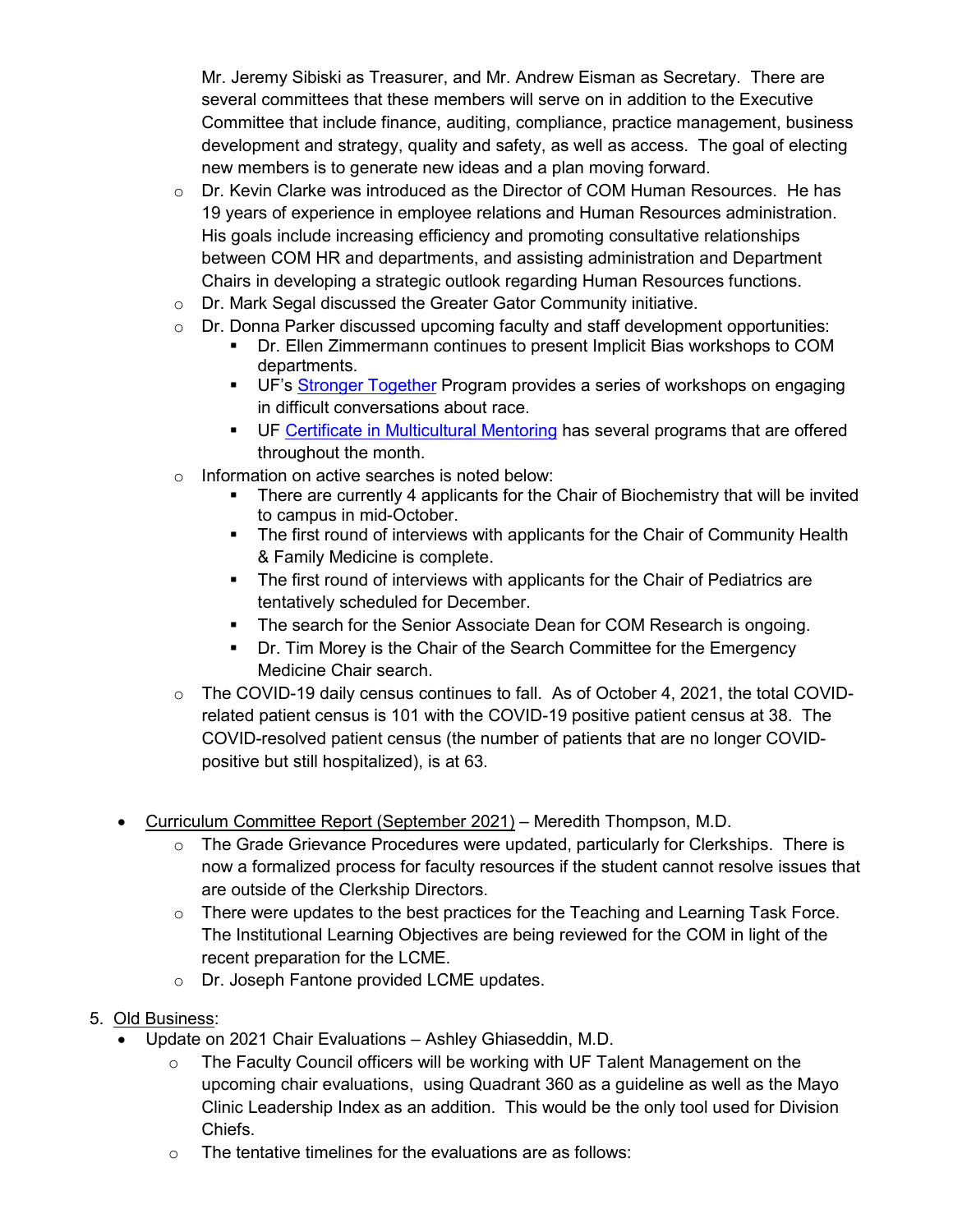Mr. Jeremy Sibiski as Treasurer, and Mr. Andrew Eisman as Secretary. There are several committees that these members will serve on in addition to the Executive Committee that include finance, auditing, compliance, practice management, business development and strategy, quality and safety, as well as access. The goal of electing new members is to generate new ideas and a plan moving forward.

  - Dr. Kevin Clarke was introduced as the Director of COM Human Resources. He has 19 years of experience in employee relations and Human Resources administration. His goals include increasing efficiency and promoting consultative relationships between COM HR and departments, and assisting administration and Department Chairs in developing a strategic outlook regarding Human Resources functions.
  - Dr. Mark Segal discussed the Greater Gator Community initiative.
  - Dr. Donna Parker discussed upcoming faculty and staff development opportunities:
    - Dr. Ellen Zimmermann continues to present Implicit Bias workshops to COM departments.
    - UF's Stronger Together Program provides a series of workshops on engaging in difficult conversations about race.
    - UF Certificate in Multicultural Mentoring has several programs that are offered throughout the month.
  - Information on active searches is noted below:
    - There are currently 4 applicants for the Chair of Biochemistry that will be invited to campus in mid-October.
    - The first round of interviews with applicants for the Chair of Community Health & Family Medicine is complete.
    - The first round of interviews with applicants for the Chair of Pediatrics are tentatively scheduled for December.
    - The search for the Senior Associate Dean for COM Research is ongoing.
    - Dr. Tim Morey is the Chair of the Search Committee for the Emergency Medicine Chair search.
  - The COVID-19 daily census continues to fall. As of October 4, 2021, the total COVID-related patient census is 101 with the COVID-19 positive patient census at 38. The COVID-resolved patient census (the number of patients that are no longer COVID-positive but still hospitalized), is at 63.

- Curriculum Committee Report (September 2021) – Meredith Thompson, M.D.
  - The Grade Grievance Procedures were updated, particularly for Clerkships. There is now a formalized process for faculty resources if the student cannot resolve issues that are outside of the Clerkship Directors.
  - There were updates to the best practices for the Teaching and Learning Task Force. The Institutional Learning Objectives are being reviewed for the COM in light of the recent preparation for the LCME.
  - Dr. Joseph Fantone provided LCME updates.

5. Old Business:
   - Update on 2021 Chair Evaluations – Ashley Ghiaseddin, M.D.
     - The Faculty Council officers will be working with UF Talent Management on the upcoming chair evaluations, using Quadrant 360 as a guideline as well as the Mayo Clinic Leadership Index as an addition. This would be the only tool used for Division Chiefs.
     - The tentative timelines for the evaluations are as follows: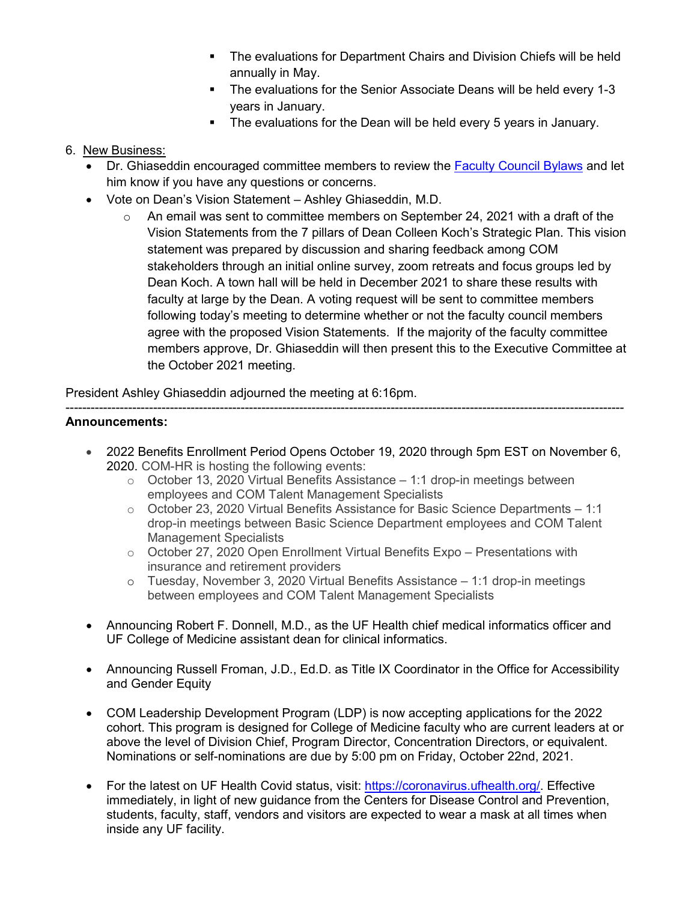- The evaluations for Department Chairs and Division Chiefs will be held annually in May.
   - The evaluations for the Senior Associate Deans will be held every 1-3 years in January.
   - The evaluations for the Dean will be held every 5 years in January.

6. New Business:
   - Dr. Ghiaseddin encouraged committee members to review the Faculty Council Bylaws and let him know if you have any questions or concerns.
   - Vote on Dean's Vision Statement – Ashley Ghiaseddin, M.D.
     - An email was sent to committee members on September 24, 2021 with a draft of the Vision Statements from the 7 pillars of Dean Colleen Koch's Strategic Plan. This vision statement was prepared by discussion and sharing feedback among COM stakeholders through an initial online survey, zoom retreats and focus groups led by Dean Koch. A town hall will be held in December 2021 to share these results with faculty at large by the Dean. A voting request will be sent to committee members following today's meeting to determine whether or not the faculty council members agree with the proposed Vision Statements. If the majority of the faculty committee members approve, Dr. Ghiaseddin will then present this to the Executive Committee at the October 2021 meeting.

President Ashley Ghiaseddin adjourned the meeting at 6:16pm.

---

**Announcements:**

- 2022 Benefits Enrollment Period Opens October 19, 2020 through 5pm EST on November 6, 2020. COM-HR is hosting the following events:
  - October 13, 2020 Virtual Benefits Assistance – 1:1 drop-in meetings between employees and COM Talent Management Specialists
  - October 23, 2020 Virtual Benefits Assistance for Basic Science Departments – 1:1 drop-in meetings between Basic Science Department employees and COM Talent Management Specialists
  - October 27, 2020 Open Enrollment Virtual Benefits Expo – Presentations with insurance and retirement providers
  - Tuesday, November 3, 2020 Virtual Benefits Assistance – 1:1 drop-in meetings between employees and COM Talent Management Specialists

- Announcing Robert F. Donnell, M.D., as the UF Health chief medical informatics officer and UF College of Medicine assistant dean for clinical informatics.

- Announcing Russell Froman, J.D., Ed.D. as Title IX Coordinator in the Office for Accessibility and Gender Equity

- COM Leadership Development Program (LDP) is now accepting applications for the 2022 cohort. This program is designed for College of Medicine faculty who are current leaders at or above the level of Division Chief, Program Director, Concentration Directors, or equivalent. Nominations or self-nominations are due by 5:00 pm on Friday, October 22nd, 2021.

- For the latest on UF Health Covid status, visit: https://coronavirus.ufhealth.org/. Effective immediately, in light of new guidance from the Centers for Disease Control and Prevention, students, faculty, staff, vendors and visitors are expected to wear a mask at all times when inside any UF facility.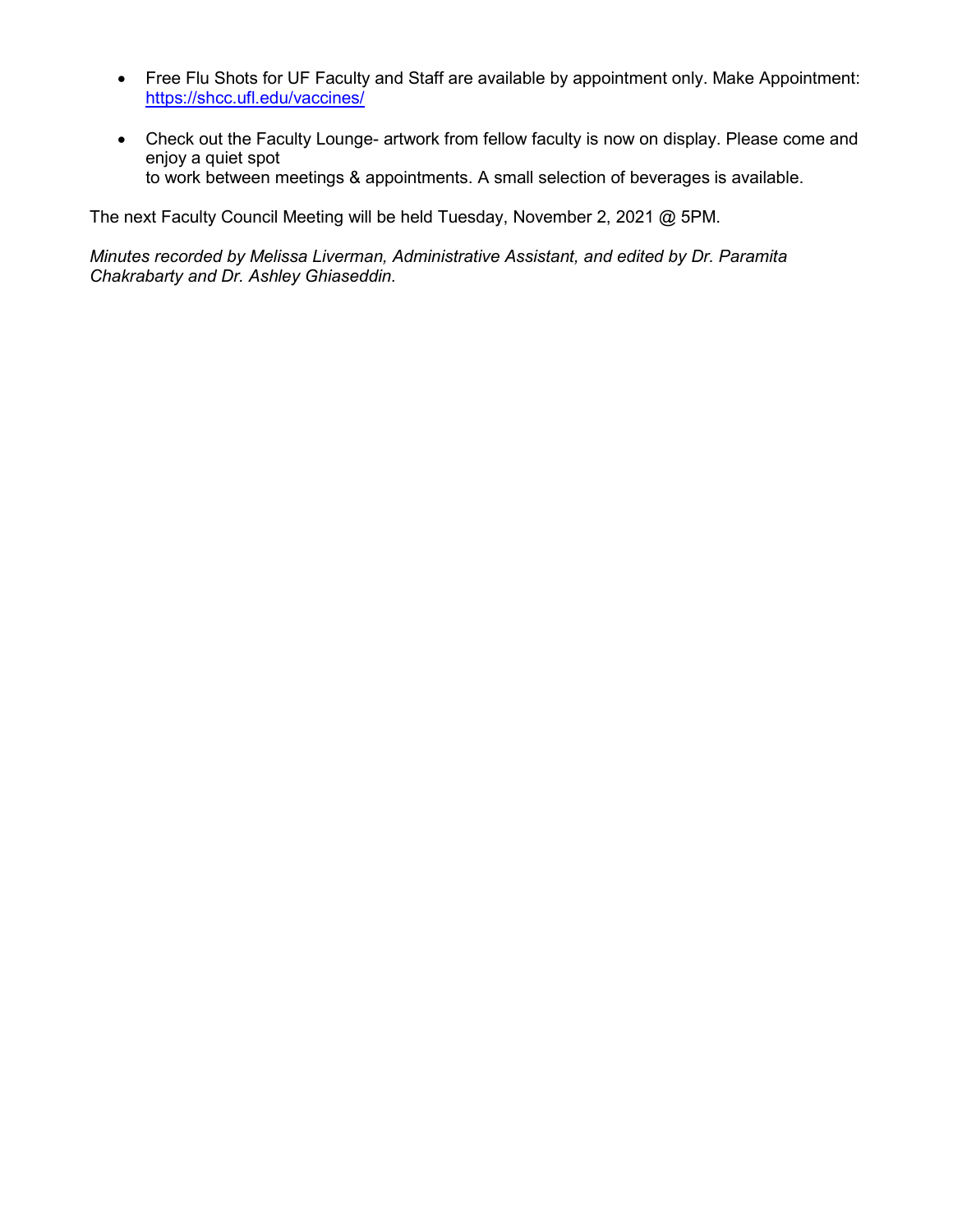- Free Flu Shots for UF Faculty and Staff are available by appointment only. Make Appointment: https://shcc.ufl.edu/vaccines/

- Check out the Faculty Lounge- artwork from fellow faculty is now on display. Please come and enjoy a quiet spot
  to work between meetings & appointments. A small selection of beverages is available.

The next Faculty Council Meeting will be held Tuesday, November 2, 2021 @ 5PM.

*Minutes recorded by Melissa Liverman, Administrative Assistant, and edited by Dr. Paramita Chakrabarty and Dr. Ashley Ghiaseddin.*